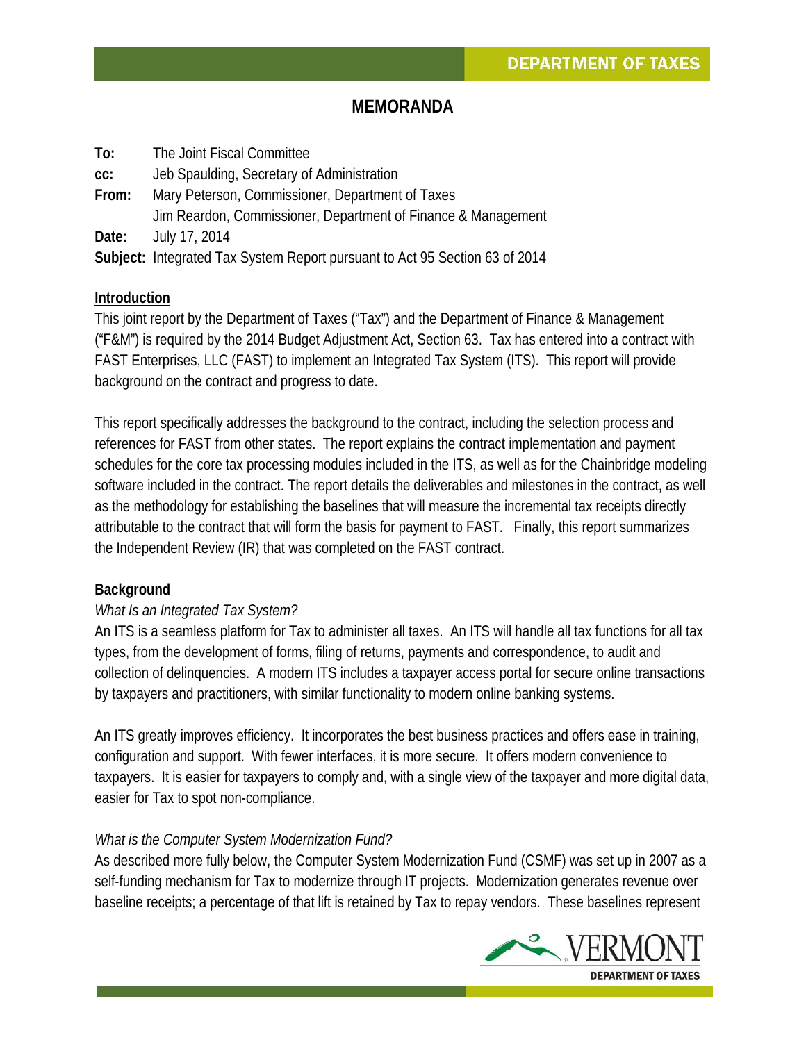# MEMORANDA

**To:** The Joint Fiscal Committee
**cc:** Jeb Spaulding, Secretary of Administration
**From:** Mary Peterson, Commissioner, Department of Taxes
Jim Reardon, Commissioner, Department of Finance & Management
**Date:** July 17, 2014
**Subject:** Integrated Tax System Report pursuant to Act 95 Section 63 of 2014

## Introduction

This joint report by the Department of Taxes ("Tax") and the Department of Finance & Management ("F&M") is required by the 2014 Budget Adjustment Act, Section 63. Tax has entered into a contract with FAST Enterprises, LLC (FAST) to implement an Integrated Tax System (ITS). This report will provide background on the contract and progress to date.

This report specifically addresses the background to the contract, including the selection process and references for FAST from other states. The report explains the contract implementation and payment schedules for the core tax processing modules included in the ITS, as well as for the Chainbridge modeling software included in the contract. The report details the deliverables and milestones in the contract, as well as the methodology for establishing the baselines that will measure the incremental tax receipts directly attributable to the contract that will form the basis for payment to FAST. Finally, this report summarizes the Independent Review (IR) that was completed on the FAST contract.

## Background

*What Is an Integrated Tax System?*

An ITS is a seamless platform for Tax to administer all taxes. An ITS will handle all tax functions for all tax types, from the development of forms, filing of returns, payments and correspondence, to audit and collection of delinquencies. A modern ITS includes a taxpayer access portal for secure online transactions by taxpayers and practitioners, with similar functionality to modern online banking systems.

An ITS greatly improves efficiency. It incorporates the best business practices and offers ease in training, configuration and support. With fewer interfaces, it is more secure. It offers modern convenience to taxpayers. It is easier for taxpayers to comply and, with a single view of the taxpayer and more digital data, easier for Tax to spot non-compliance.

*What is the Computer System Modernization Fund?*

As described more fully below, the Computer System Modernization Fund (CSMF) was set up in 2007 as a self-funding mechanism for Tax to modernize through IT projects. Modernization generates revenue over baseline receipts; a percentage of that lift is retained by Tax to repay vendors. These baselines represent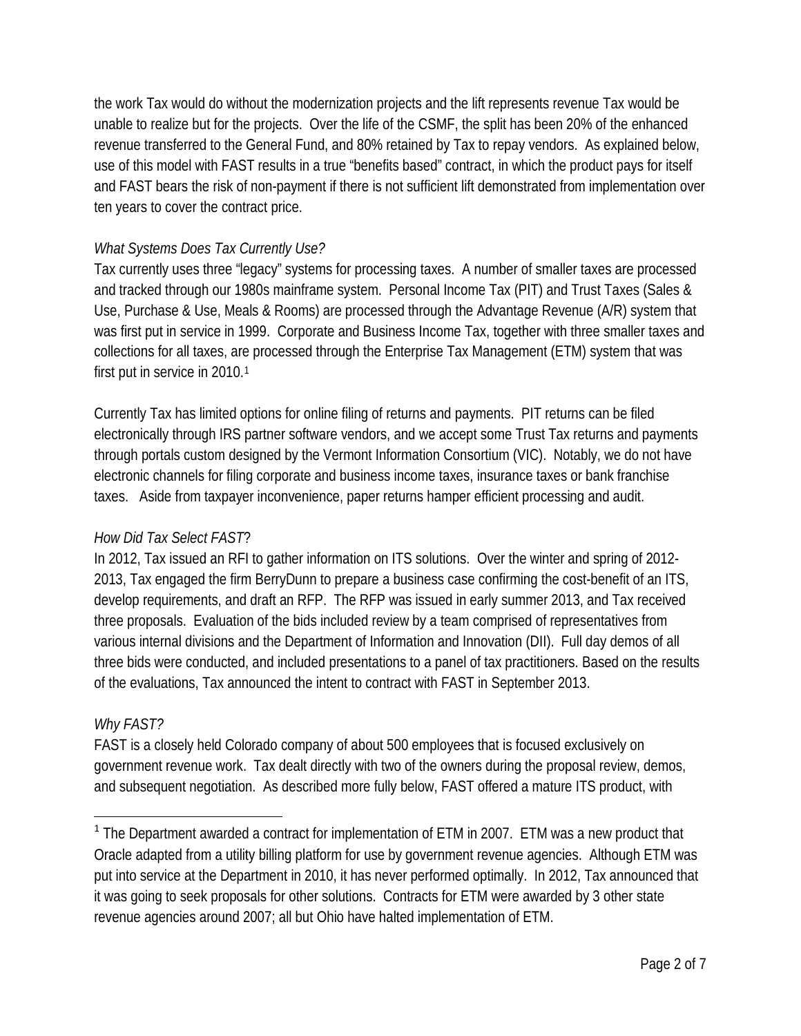the work Tax would do without the modernization projects and the lift represents revenue Tax would be unable to realize but for the projects. Over the life of the CSMF, the split has been 20% of the enhanced revenue transferred to the General Fund, and 80% retained by Tax to repay vendors. As explained below, use of this model with FAST results in a true "benefits based" contract, in which the product pays for itself and FAST bears the risk of non-payment if there is not sufficient lift demonstrated from implementation over ten years to cover the contract price.

*What Systems Does Tax Currently Use?*

Tax currently uses three "legacy" systems for processing taxes. A number of smaller taxes are processed and tracked through our 1980s mainframe system. Personal Income Tax (PIT) and Trust Taxes (Sales & Use, Purchase & Use, Meals & Rooms) are processed through the Advantage Revenue (A/R) system that was first put in service in 1999. Corporate and Business Income Tax, together with three smaller taxes and collections for all taxes, are processed through the Enterprise Tax Management (ETM) system that was first put in service in 2010.[1]

Currently Tax has limited options for online filing of returns and payments. PIT returns can be filed electronically through IRS partner software vendors, and we accept some Trust Tax returns and payments through portals custom designed by the Vermont Information Consortium (VIC). Notably, we do not have electronic channels for filing corporate and business income taxes, insurance taxes or bank franchise taxes. Aside from taxpayer inconvenience, paper returns hamper efficient processing and audit.

*How Did Tax Select FAST*?

In 2012, Tax issued an RFI to gather information on ITS solutions. Over the winter and spring of 2012-2013, Tax engaged the firm BerryDunn to prepare a business case confirming the cost-benefit of an ITS, develop requirements, and draft an RFP. The RFP was issued in early summer 2013, and Tax received three proposals. Evaluation of the bids included review by a team comprised of representatives from various internal divisions and the Department of Information and Innovation (DII). Full day demos of all three bids were conducted, and included presentations to a panel of tax practitioners. Based on the results of the evaluations, Tax announced the intent to contract with FAST in September 2013.

*Why FAST?*

FAST is a closely held Colorado company of about 500 employees that is focused exclusively on government revenue work. Tax dealt directly with two of the owners during the proposal review, demos, and subsequent negotiation. As described more fully below, FAST offered a mature ITS product, with

---

[1] The Department awarded a contract for implementation of ETM in 2007. ETM was a new product that Oracle adapted from a utility billing platform for use by government revenue agencies. Although ETM was put into service at the Department in 2010, it has never performed optimally. In 2012, Tax announced that it was going to seek proposals for other solutions. Contracts for ETM were awarded by 3 other state revenue agencies around 2007; all but Ohio have halted implementation of ETM.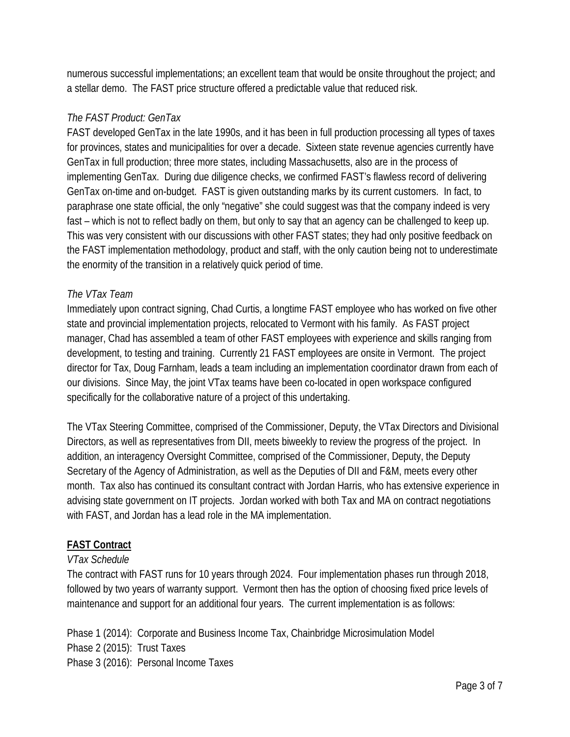numerous successful implementations; an excellent team that would be onsite throughout the project; and a stellar demo. The FAST price structure offered a predictable value that reduced risk.

*The FAST Product: GenTax*

FAST developed GenTax in the late 1990s, and it has been in full production processing all types of taxes for provinces, states and municipalities for over a decade. Sixteen state revenue agencies currently have GenTax in full production; three more states, including Massachusetts, also are in the process of implementing GenTax. During due diligence checks, we confirmed FAST's flawless record of delivering GenTax on-time and on-budget. FAST is given outstanding marks by its current customers. In fact, to paraphrase one state official, the only "negative" she could suggest was that the company indeed is very fast – which is not to reflect badly on them, but only to say that an agency can be challenged to keep up. This was very consistent with our discussions with other FAST states; they had only positive feedback on the FAST implementation methodology, product and staff, with the only caution being not to underestimate the enormity of the transition in a relatively quick period of time.

*The VTax Team*

Immediately upon contract signing, Chad Curtis, a longtime FAST employee who has worked on five other state and provincial implementation projects, relocated to Vermont with his family. As FAST project manager, Chad has assembled a team of other FAST employees with experience and skills ranging from development, to testing and training. Currently 21 FAST employees are onsite in Vermont. The project director for Tax, Doug Farnham, leads a team including an implementation coordinator drawn from each of our divisions. Since May, the joint VTax teams have been co-located in open workspace configured specifically for the collaborative nature of a project of this undertaking.

The VTax Steering Committee, comprised of the Commissioner, Deputy, the VTax Directors and Divisional Directors, as well as representatives from DII, meets biweekly to review the progress of the project. In addition, an interagency Oversight Committee, comprised of the Commissioner, Deputy, the Deputy Secretary of the Agency of Administration, as well as the Deputies of DII and F&M, meets every other month. Tax also has continued its consultant contract with Jordan Harris, who has extensive experience in advising state government on IT projects. Jordan worked with both Tax and MA on contract negotiations with FAST, and Jordan has a lead role in the MA implementation.

## **FAST Contract**

*VTax Schedule*

The contract with FAST runs for 10 years through 2024. Four implementation phases run through 2018, followed by two years of warranty support. Vermont then has the option of choosing fixed price levels of maintenance and support for an additional four years. The current implementation is as follows:

Phase 1 (2014): Corporate and Business Income Tax, Chainbridge Microsimulation Model
Phase 2 (2015): Trust Taxes
Phase 3 (2016): Personal Income Taxes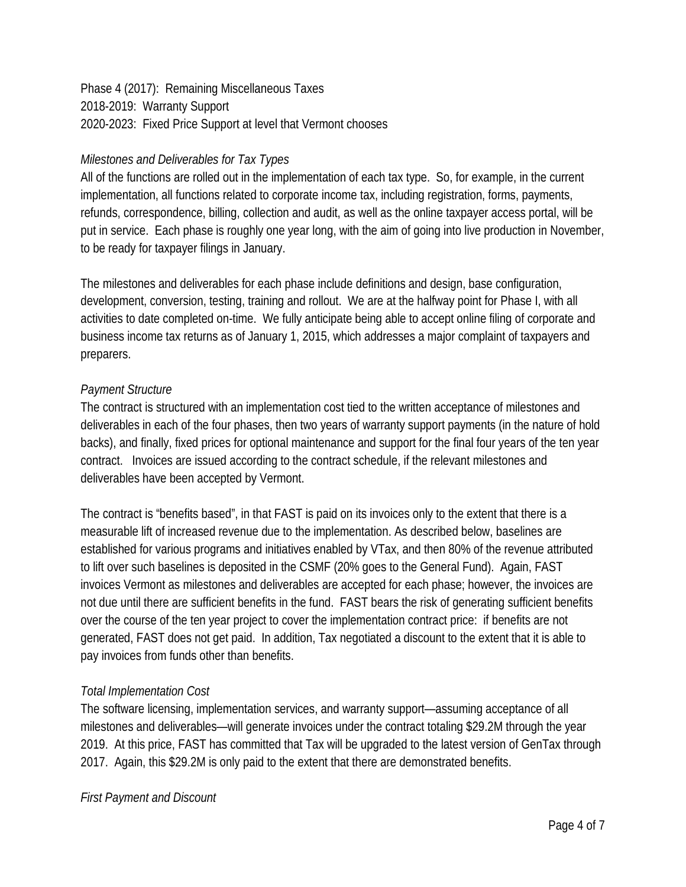Phase 4 (2017): Remaining Miscellaneous Taxes
2018-2019: Warranty Support
2020-2023: Fixed Price Support at level that Vermont chooses

*Milestones and Deliverables for Tax Types*

All of the functions are rolled out in the implementation of each tax type. So, for example, in the current implementation, all functions related to corporate income tax, including registration, forms, payments, refunds, correspondence, billing, collection and audit, as well as the online taxpayer access portal, will be put in service. Each phase is roughly one year long, with the aim of going into live production in November, to be ready for taxpayer filings in January.

The milestones and deliverables for each phase include definitions and design, base configuration, development, conversion, testing, training and rollout. We are at the halfway point for Phase I, with all activities to date completed on-time. We fully anticipate being able to accept online filing of corporate and business income tax returns as of January 1, 2015, which addresses a major complaint of taxpayers and preparers.

*Payment Structure*

The contract is structured with an implementation cost tied to the written acceptance of milestones and deliverables in each of the four phases, then two years of warranty support payments (in the nature of hold backs), and finally, fixed prices for optional maintenance and support for the final four years of the ten year contract. Invoices are issued according to the contract schedule, if the relevant milestones and deliverables have been accepted by Vermont.

The contract is "benefits based", in that FAST is paid on its invoices only to the extent that there is a measurable lift of increased revenue due to the implementation. As described below, baselines are established for various programs and initiatives enabled by VTax, and then 80% of the revenue attributed to lift over such baselines is deposited in the CSMF (20% goes to the General Fund). Again, FAST invoices Vermont as milestones and deliverables are accepted for each phase; however, the invoices are not due until there are sufficient benefits in the fund. FAST bears the risk of generating sufficient benefits over the course of the ten year project to cover the implementation contract price: if benefits are not generated, FAST does not get paid. In addition, Tax negotiated a discount to the extent that it is able to pay invoices from funds other than benefits.

*Total Implementation Cost*

The software licensing, implementation services, and warranty support—assuming acceptance of all milestones and deliverables—will generate invoices under the contract totaling $29.2M through the year 2019. At this price, FAST has committed that Tax will be upgraded to the latest version of GenTax through 2017. Again, this $29.2M is only paid to the extent that there are demonstrated benefits.

*First Payment and Discount*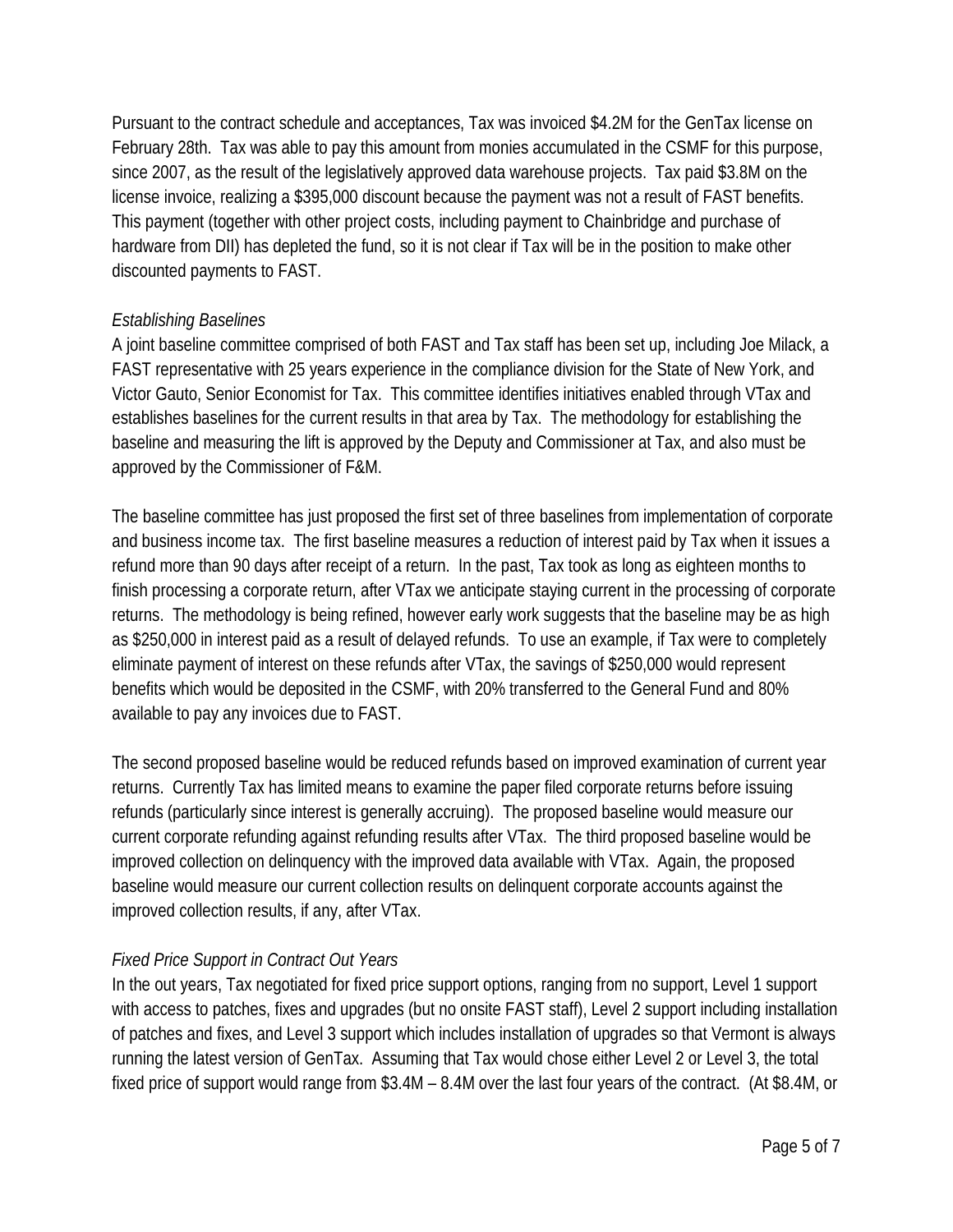Pursuant to the contract schedule and acceptances, Tax was invoiced $4.2M for the GenTax license on February 28th. Tax was able to pay this amount from monies accumulated in the CSMF for this purpose, since 2007, as the result of the legislatively approved data warehouse projects. Tax paid $3.8M on the license invoice, realizing a $395,000 discount because the payment was not a result of FAST benefits. This payment (together with other project costs, including payment to Chainbridge and purchase of hardware from DII) has depleted the fund, so it is not clear if Tax will be in the position to make other discounted payments to FAST.

*Establishing Baselines*

A joint baseline committee comprised of both FAST and Tax staff has been set up, including Joe Milack, a FAST representative with 25 years experience in the compliance division for the State of New York, and Victor Gauto, Senior Economist for Tax. This committee identifies initiatives enabled through VTax and establishes baselines for the current results in that area by Tax. The methodology for establishing the baseline and measuring the lift is approved by the Deputy and Commissioner at Tax, and also must be approved by the Commissioner of F&M.

The baseline committee has just proposed the first set of three baselines from implementation of corporate and business income tax. The first baseline measures a reduction of interest paid by Tax when it issues a refund more than 90 days after receipt of a return. In the past, Tax took as long as eighteen months to finish processing a corporate return, after VTax we anticipate staying current in the processing of corporate returns. The methodology is being refined, however early work suggests that the baseline may be as high as $250,000 in interest paid as a result of delayed refunds. To use an example, if Tax were to completely eliminate payment of interest on these refunds after VTax, the savings of $250,000 would represent benefits which would be deposited in the CSMF, with 20% transferred to the General Fund and 80% available to pay any invoices due to FAST.

The second proposed baseline would be reduced refunds based on improved examination of current year returns. Currently Tax has limited means to examine the paper filed corporate returns before issuing refunds (particularly since interest is generally accruing). The proposed baseline would measure our current corporate refunding against refunding results after VTax. The third proposed baseline would be improved collection on delinquency with the improved data available with VTax. Again, the proposed baseline would measure our current collection results on delinquent corporate accounts against the improved collection results, if any, after VTax.

*Fixed Price Support in Contract Out Years*

In the out years, Tax negotiated for fixed price support options, ranging from no support, Level 1 support with access to patches, fixes and upgrades (but no onsite FAST staff), Level 2 support including installation of patches and fixes, and Level 3 support which includes installation of upgrades so that Vermont is always running the latest version of GenTax. Assuming that Tax would chose either Level 2 or Level 3, the total fixed price of support would range from $3.4M – 8.4M over the last four years of the contract. (At $8.4M, or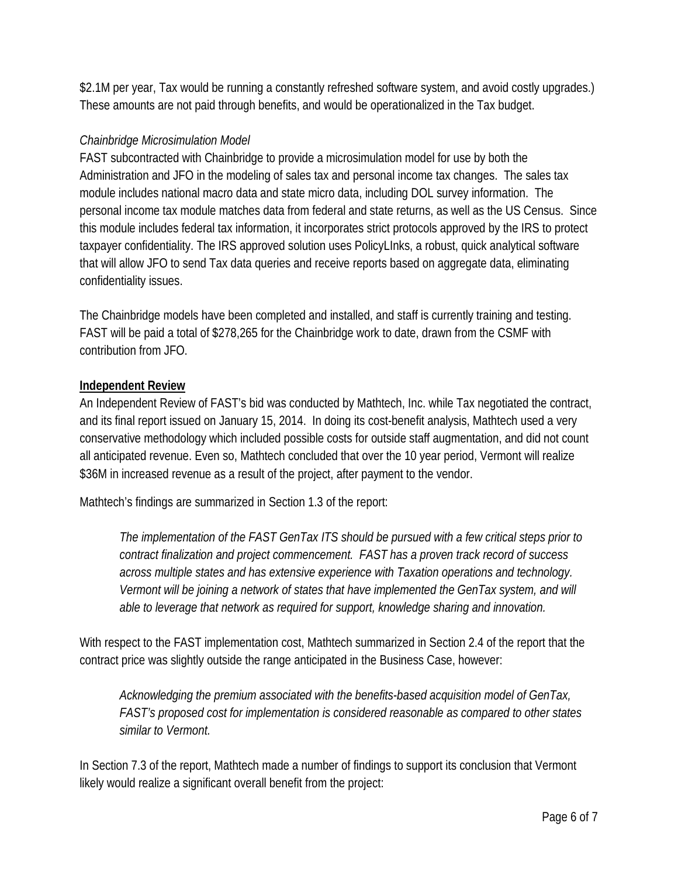$2.1M per year, Tax would be running a constantly refreshed software system, and avoid costly upgrades.) These amounts are not paid through benefits, and would be operationalized in the Tax budget.

*Chainbridge Microsimulation Model*

FAST subcontracted with Chainbridge to provide a microsimulation model for use by both the Administration and JFO in the modeling of sales tax and personal income tax changes. The sales tax module includes national macro data and state micro data, including DOL survey information. The personal income tax module matches data from federal and state returns, as well as the US Census. Since this module includes federal tax information, it incorporates strict protocols approved by the IRS to protect taxpayer confidentiality. The IRS approved solution uses PolicyLInks, a robust, quick analytical software that will allow JFO to send Tax data queries and receive reports based on aggregate data, eliminating confidentiality issues.

The Chainbridge models have been completed and installed, and staff is currently training and testing. FAST will be paid a total of $278,265 for the Chainbridge work to date, drawn from the CSMF with contribution from JFO.

**Independent Review**

An Independent Review of FAST's bid was conducted by Mathtech, Inc. while Tax negotiated the contract, and its final report issued on January 15, 2014. In doing its cost-benefit analysis, Mathtech used a very conservative methodology which included possible costs for outside staff augmentation, and did not count all anticipated revenue. Even so, Mathtech concluded that over the 10 year period, Vermont will realize $36M in increased revenue as a result of the project, after payment to the vendor.

Mathtech's findings are summarized in Section 1.3 of the report:

> *The implementation of the FAST GenTax ITS should be pursued with a few critical steps prior to contract finalization and project commencement. FAST has a proven track record of success across multiple states and has extensive experience with Taxation operations and technology. Vermont will be joining a network of states that have implemented the GenTax system, and will able to leverage that network as required for support, knowledge sharing and innovation.*

With respect to the FAST implementation cost, Mathtech summarized in Section 2.4 of the report that the contract price was slightly outside the range anticipated in the Business Case, however:

> *Acknowledging the premium associated with the benefits-based acquisition model of GenTax, FAST's proposed cost for implementation is considered reasonable as compared to other states similar to Vermont.*

In Section 7.3 of the report, Mathtech made a number of findings to support its conclusion that Vermont likely would realize a significant overall benefit from the project: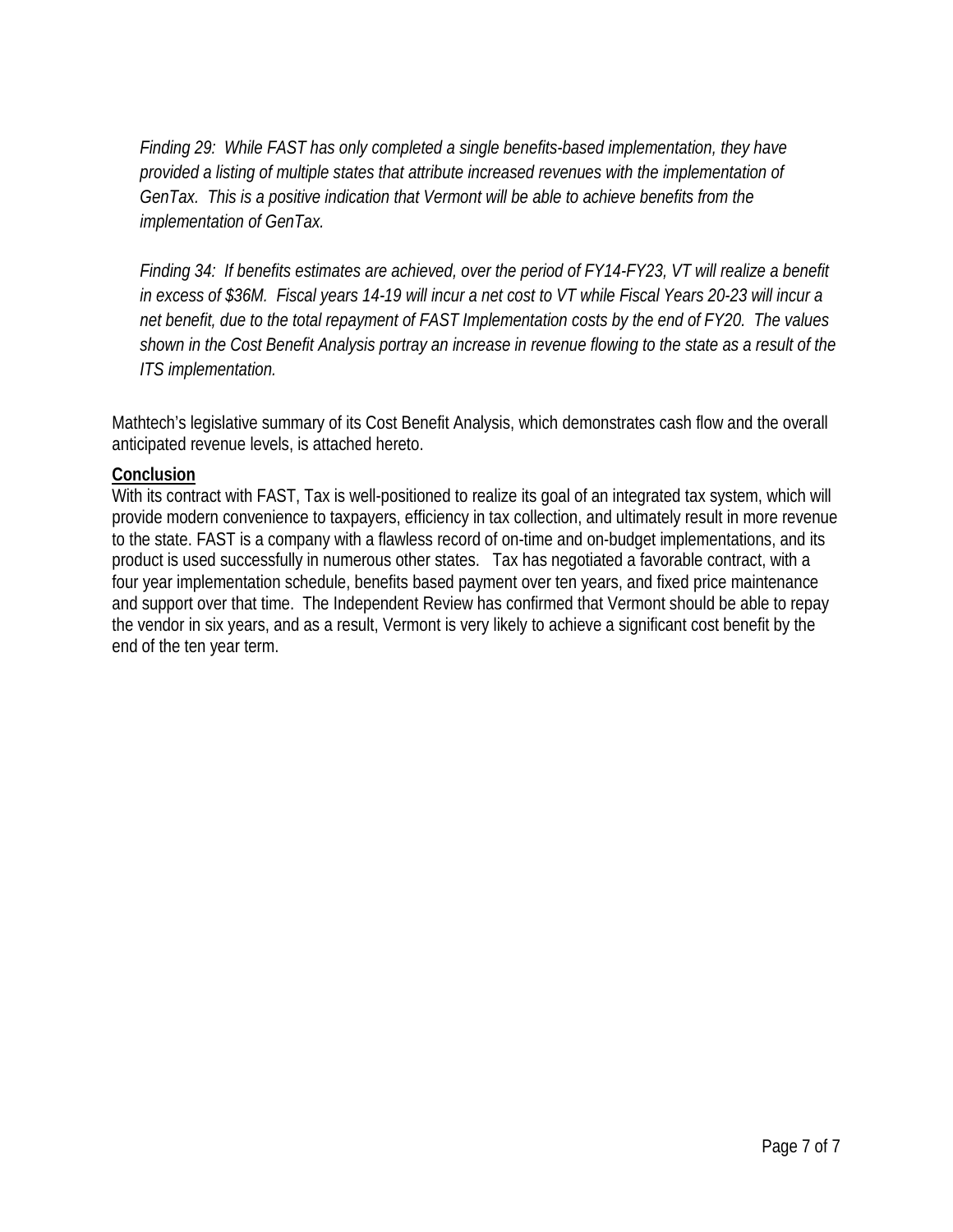*Finding 29: While FAST has only completed a single benefits-based implementation, they have provided a listing of multiple states that attribute increased revenues with the implementation of GenTax. This is a positive indication that Vermont will be able to achieve benefits from the implementation of GenTax.*

*Finding 34: If benefits estimates are achieved, over the period of FY14-FY23, VT will realize a benefit in excess of $36M. Fiscal years 14-19 will incur a net cost to VT while Fiscal Years 20-23 will incur a net benefit, due to the total repayment of FAST Implementation costs by the end of FY20. The values shown in the Cost Benefit Analysis portray an increase in revenue flowing to the state as a result of the ITS implementation.*

Mathtech's legislative summary of its Cost Benefit Analysis, which demonstrates cash flow and the overall anticipated revenue levels, is attached hereto.

**Conclusion**

With its contract with FAST, Tax is well-positioned to realize its goal of an integrated tax system, which will provide modern convenience to taxpayers, efficiency in tax collection, and ultimately result in more revenue to the state. FAST is a company with a flawless record of on-time and on-budget implementations, and its product is used successfully in numerous other states. Tax has negotiated a favorable contract, with a four year implementation schedule, benefits based payment over ten years, and fixed price maintenance and support over that time. The Independent Review has confirmed that Vermont should be able to repay the vendor in six years, and as a result, Vermont is very likely to achieve a significant cost benefit by the end of the ten year term.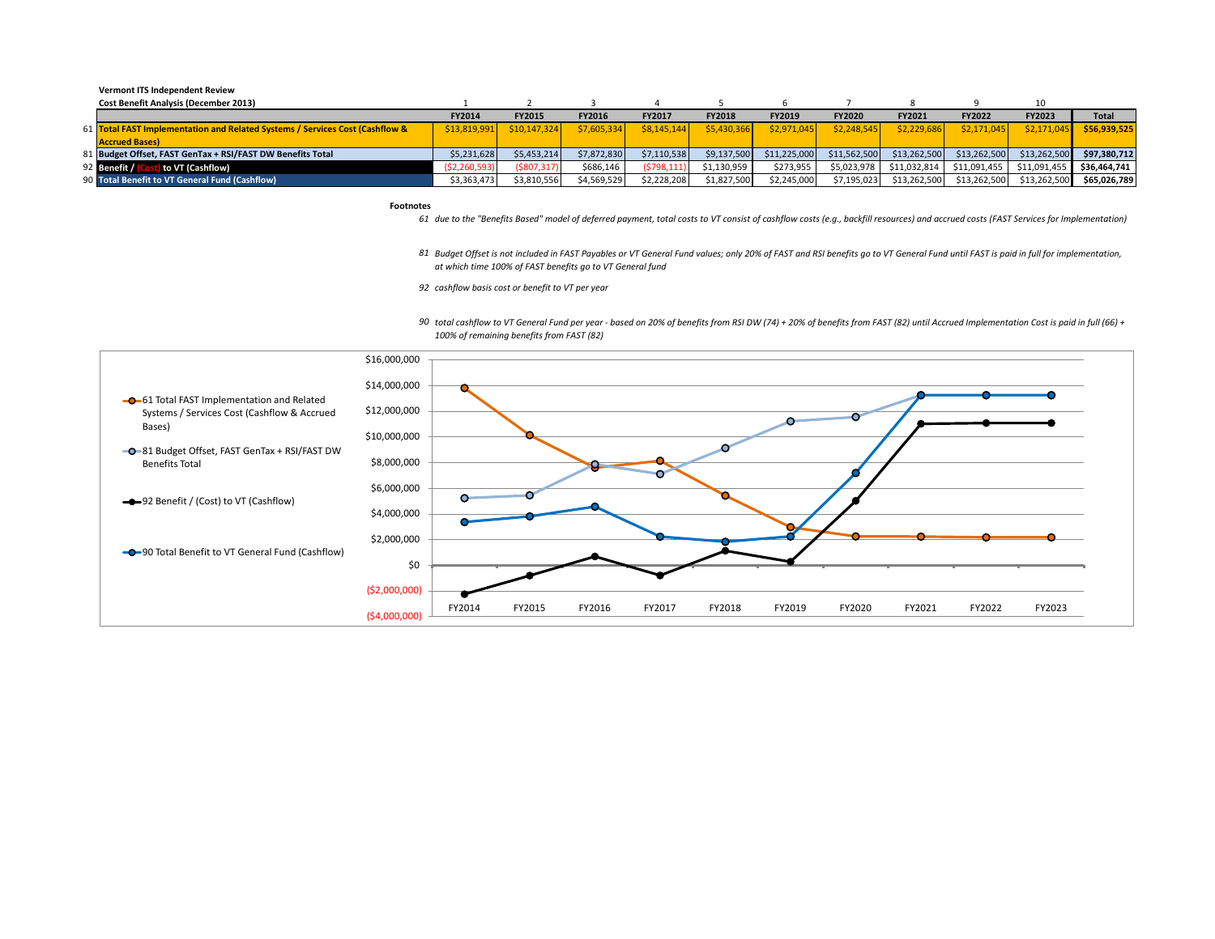**Vermont ITS Independent Review**

**Cost Benefit Analysis (December 2013)**

| | | 1 | 2 | 3 | 4 | 5 | 6 | 7 | 8 | 9 | 10 | |
|---|---|---|---|---|---|---|---|---|---|---|---|---|
| | | **FY2014** | **FY2015** | **FY2016** | **FY2017** | **FY2018** | **FY2019** | **FY2020** | **FY2021** | **FY2022** | **FY2023** | **Total** |
| 61 | **Total FAST Implementation and Related Systems / Services Cost (Cashflow & Accrued Bases)** | $13,819,991 | $10,147,324 | $7,605,334 | $8,145,144 | $5,430,366 | $2,971,045 | $2,248,545 | $2,229,686 | $2,171,045 | $2,171,045 | **$56,939,525** |
| 81 | **Budget Offset, FAST GenTax + RSI/FAST DW Benefits Total** | $5,231,628 | $5,453,214 | $7,872,830 | $7,110,538 | $9,137,500 | $11,225,000 | $11,562,500 | $13,262,500 | $13,262,500 | $13,262,500 | **$97,380,712** |
| 92 | **Benefit / (Cost) to VT (Cashflow)** | ($2,260,593) | ($807,317) | $686,146 | ($798,111) | $1,130,959 | $273,955 | $5,023,978 | $11,032,814 | $11,091,455 | $11,091,455 | **$36,464,741** |
| 90 | **Total Benefit to VT General Fund (Cashflow)** | $3,363,473 | $3,810,556 | $4,569,529 | $2,228,208 | $1,827,500 | $2,245,000 | $7,195,023 | $13,262,500 | $13,262,500 | $13,262,500 | **$65,026,789** |

**Footnotes**

*61 due to the "Benefits Based" model of deferred payment, total costs to VT consist of cashflow costs (e.g., backfill resources) and accrued costs (FAST Services for Implementation)*

*81 Budget Offset is not included in FAST Payables or VT General Fund values; only 20% of FAST and RSI benefits go to VT General Fund until FAST is paid in full for implementation, at which time 100% of FAST benefits go to VT General fund*

*92 cashflow basis cost or benefit to VT per year*

*90 total cashflow to VT General Fund per year - based on 20% of benefits from RSI DW (74) + 20% of benefits from FAST (82) until Accrued Implementation Cost is paid in full (66) + 100% of remaining benefits from FAST (82)*

61 Total FAST Implementation and Related Systems / Services Cost (Cashflow & Accrued Bases)
81 Budget Offset, FAST GenTax + RSI/FAST DW Benefits Total
92 Benefit / (Cost) to VT (Cashflow)
90 Total Benefit to VT General Fund (Cashflow)

$16,000,000
$14,000,000
$12,000,000
$10,000,000
$8,000,000
$6,000,000
$4,000,000
$2,000,000
$0
($2,000,000)
($4,000,000)

FY2014 FY2015 FY2016 FY2017 FY2018 FY2019 FY2020 FY2021 FY2022 FY2023